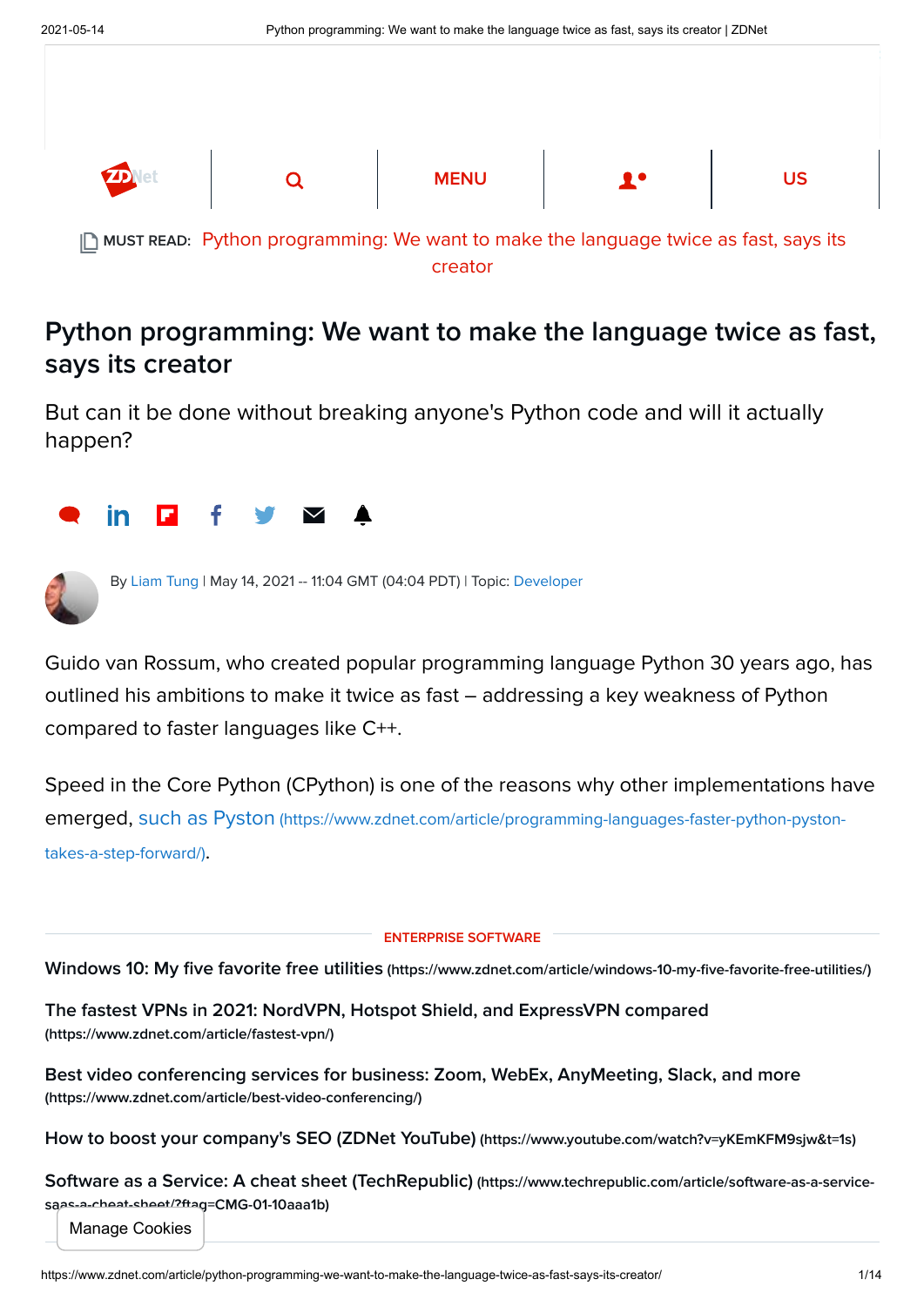MUST READ: Python programming: We want to make the language twice as fast, says its creator

# Python programming: We want to make the language twice as fast, says its creator

But can it be done without breaking anyone's Python code and will it actually happen?

By Liam Tung | May 14, 2021 -- 11:04 GMT (04:04 PDT) | Topic: Developer

Guido van Rossum, who created popular programming language Python 30 years ago, has outlined his ambitions to make it twice as fast – addressing a key weakness of Python compared to faster languages like C++.

Speed in the Core Python (CPython) is one of the reasons why other implementations have emerged, such as Pyston (https://www.zdnet.com/article/programming-languages-faster-python-pyston-takes-a-step-forward/).

ENTERPRISE SOFTWARE

**Windows 10: My five favorite free utilities** (https://www.zdnet.com/article/windows-10-my-five-favorite-free-utilities/)

**The fastest VPNs in 2021: NordVPN, Hotspot Shield, and ExpressVPN compared** (https://www.zdnet.com/article/fastest-vpn/)

**Best video conferencing services for business: Zoom, WebEx, AnyMeeting, Slack, and more** (https://www.zdnet.com/article/best-video-conferencing/)

**How to boost your company's SEO (ZDNet YouTube)** (https://www.youtube.com/watch?v=yKEmKFM9sjw&t=1s)

**Software as a Service: A cheat sheet (TechRepublic)** (https://www.techrepublic.com/article/software-as-a-service-saas-a-cheat-sheet/?ftag=CMG-01-10aaa1b)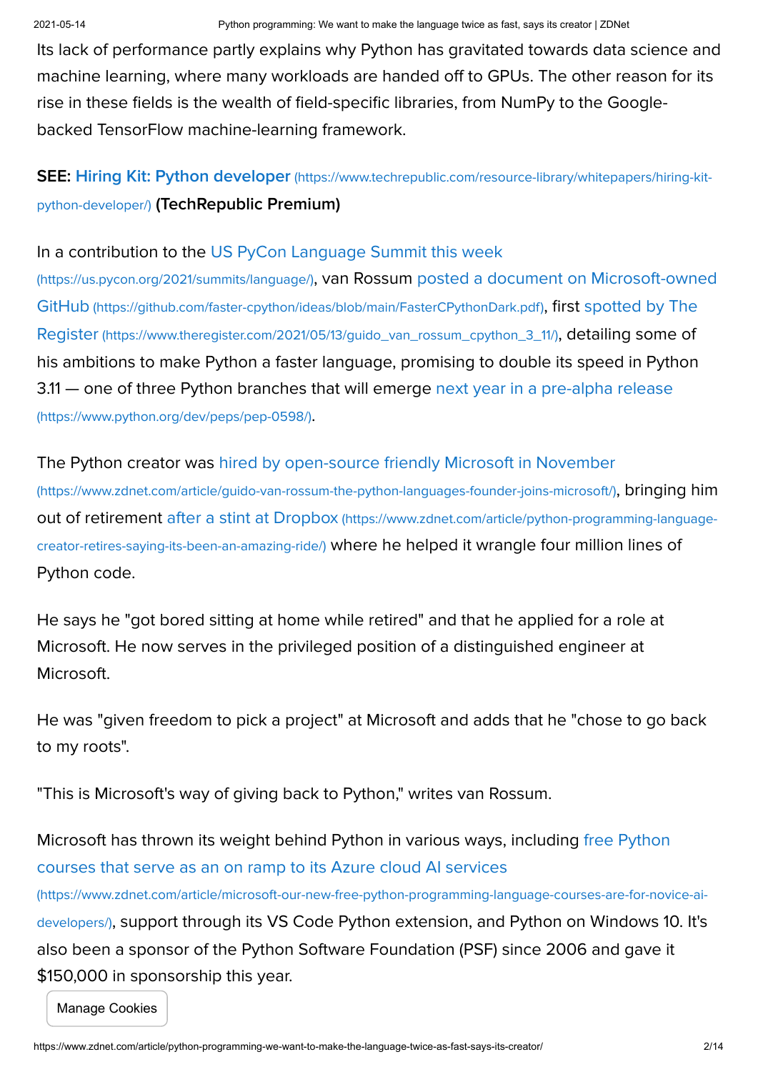Its lack of performance partly explains why Python has gravitated towards data science and machine learning, where many workloads are handed off to GPUs. The other reason for its rise in these fields is the wealth of field-specific libraries, from NumPy to the Google-backed TensorFlow machine-learning framework.

**SEE:** [Hiring Kit: Python developer](https://www.techrepublic.com/resource-library/whitepapers/hiring-kit-python-developer/) (https://www.techrepublic.com/resource-library/whitepapers/hiring-kit-python-developer/) **(TechRepublic Premium)**

In a contribution to the [US PyCon Language Summit this week](https://us.pycon.org/2021/summits/language/) (https://us.pycon.org/2021/summits/language/), van Rossum [posted a document on Microsoft-owned GitHub](https://github.com/faster-cpython/ideas/blob/main/FasterCPythonDark.pdf) (https://github.com/faster-cpython/ideas/blob/main/FasterCPythonDark.pdf), first [spotted by The Register](https://www.theregister.com/2021/05/13/guido_van_rossum_cpython_3_11/) (https://www.theregister.com/2021/05/13/guido_van_rossum_cpython_3_11/), detailing some of his ambitions to make Python a faster language, promising to double its speed in Python 3.11 — one of three Python branches that will emerge [next year in a pre-alpha release](https://www.python.org/dev/peps/pep-0598/) (https://www.python.org/dev/peps/pep-0598/).

The Python creator was [hired by open-source friendly Microsoft in November](https://www.zdnet.com/article/guido-van-rossum-the-python-languages-founder-joins-microsoft/) (https://www.zdnet.com/article/guido-van-rossum-the-python-languages-founder-joins-microsoft/), bringing him out of retirement [after a stint at Dropbox](https://www.zdnet.com/article/python-programming-language-creator-retires-saying-its-been-an-amazing-ride/) (https://www.zdnet.com/article/python-programming-language-creator-retires-saying-its-been-an-amazing-ride/) where he helped it wrangle four million lines of Python code.

He says he "got bored sitting at home while retired" and that he applied for a role at Microsoft. He now serves in the privileged position of a distinguished engineer at Microsoft.

He was "given freedom to pick a project" at Microsoft and adds that he "chose to go back to my roots".

"This is Microsoft's way of giving back to Python," writes van Rossum.

Microsoft has thrown its weight behind Python in various ways, including [free Python courses that serve as an on ramp to its Azure cloud AI services](https://www.zdnet.com/article/microsoft-our-new-free-python-programming-language-courses-are-for-novice-ai-developers/) (https://www.zdnet.com/article/microsoft-our-new-free-python-programming-language-courses-are-for-novice-ai-developers/), support through its VS Code Python extension, and Python on Windows 10. It's also been a sponsor of the Python Software Foundation (PSF) since 2006 and gave it $150,000 in sponsorship this year.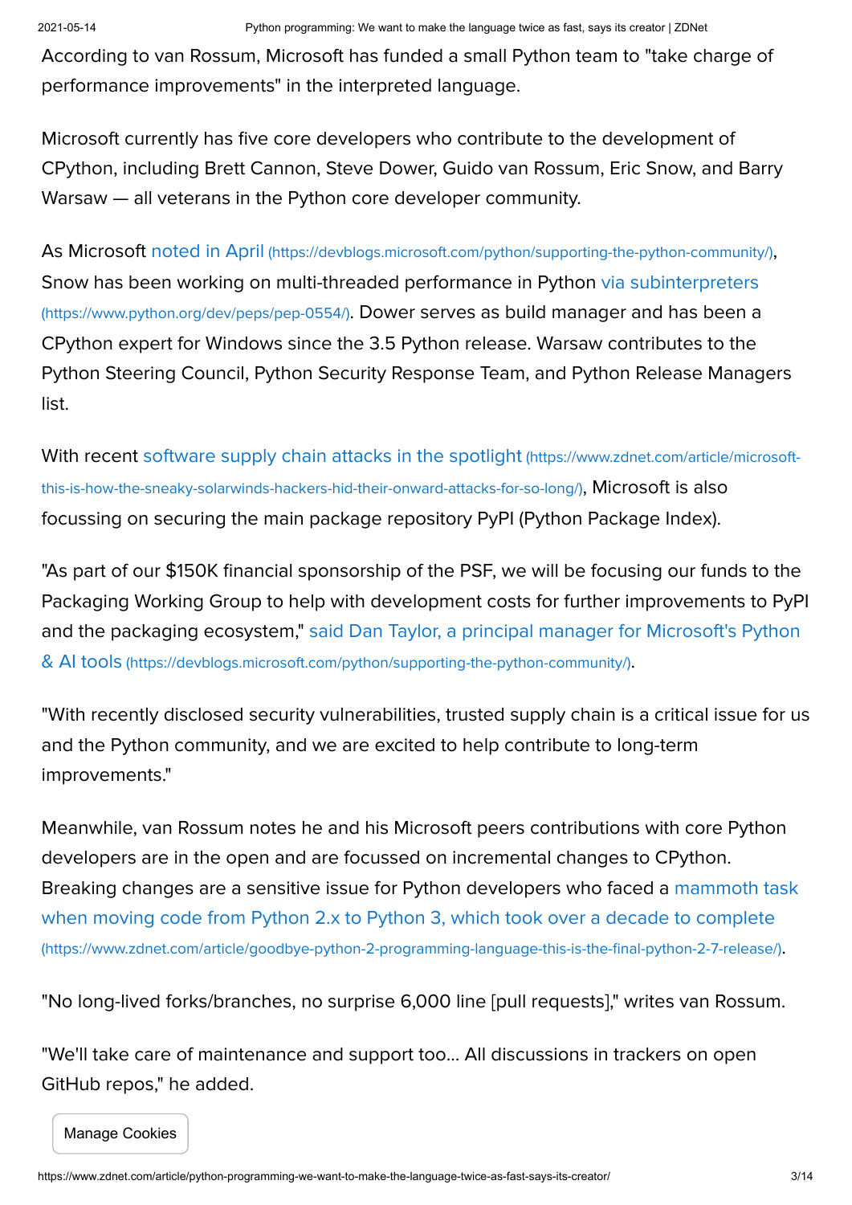According to van Rossum, Microsoft has funded a small Python team to "take charge of performance improvements" in the interpreted language.

Microsoft currently has five core developers who contribute to the development of CPython, including Brett Cannon, Steve Dower, Guido van Rossum, Eric Snow, and Barry Warsaw — all veterans in the Python core developer community.

As Microsoft [noted in April](https://devblogs.microsoft.com/python/supporting-the-python-community/) (https://devblogs.microsoft.com/python/supporting-the-python-community/), Snow has been working on multi-threaded performance in Python [via subinterpreters](https://www.python.org/dev/peps/pep-0554/) (https://www.python.org/dev/peps/pep-0554/). Dower serves as build manager and has been a CPython expert for Windows since the 3.5 Python release. Warsaw contributes to the Python Steering Council, Python Security Response Team, and Python Release Managers list.

With recent [software supply chain attacks in the spotlight](https://www.zdnet.com/article/microsoft-this-is-how-the-sneaky-solarwinds-hackers-hid-their-onward-attacks-for-so-long/) (https://www.zdnet.com/article/microsoft-this-is-how-the-sneaky-solarwinds-hackers-hid-their-onward-attacks-for-so-long/), Microsoft is also focussing on securing the main package repository PyPI (Python Package Index).

"As part of our $150K financial sponsorship of the PSF, we will be focusing our funds to the Packaging Working Group to help with development costs for further improvements to PyPI and the packaging ecosystem," [said Dan Taylor, a principal manager for Microsoft's Python & AI tools](https://devblogs.microsoft.com/python/supporting-the-python-community/) (https://devblogs.microsoft.com/python/supporting-the-python-community/).

"With recently disclosed security vulnerabilities, trusted supply chain is a critical issue for us and the Python community, and we are excited to help contribute to long-term improvements."

Meanwhile, van Rossum notes he and his Microsoft peers contributions with core Python developers are in the open and are focussed on incremental changes to CPython. Breaking changes are a sensitive issue for Python developers who faced a [mammoth task when moving code from Python 2.x to Python 3, which took over a decade to complete](https://www.zdnet.com/article/goodbye-python-2-programming-language-this-is-the-final-python-2-7-release/) (https://www.zdnet.com/article/goodbye-python-2-programming-language-this-is-the-final-python-2-7-release/).

"No long-lived forks/branches, no surprise 6,000 line [pull requests]," writes van Rossum.

"We'll take care of maintenance and support too... All discussions in trackers on open GitHub repos," he added.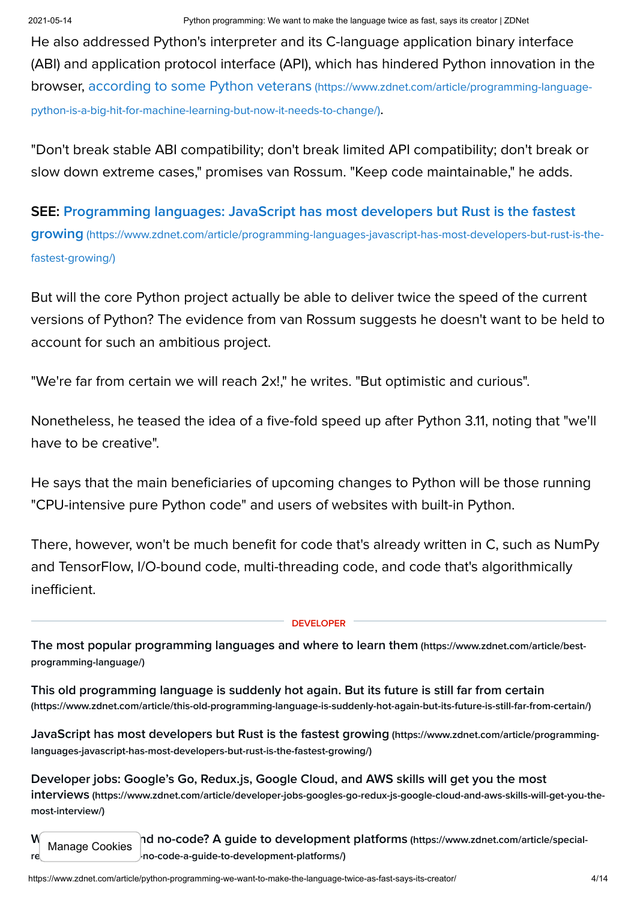He also addressed Python's interpreter and its C-language application binary interface (ABI) and application protocol interface (API), which has hindered Python innovation in the browser, according to some Python veterans (https://www.zdnet.com/article/programming-language-python-is-a-big-hit-for-machine-learning-but-now-it-needs-to-change/).

"Don't break stable ABI compatibility; don't break limited API compatibility; don't break or slow down extreme cases," promises van Rossum. "Keep code maintainable," he adds.

**SEE:** Programming languages: JavaScript has most developers but Rust is the fastest growing (https://www.zdnet.com/article/programming-languages-javascript-has-most-developers-but-rust-is-the-fastest-growing/)

But will the core Python project actually be able to deliver twice the speed of the current versions of Python? The evidence from van Rossum suggests he doesn't want to be held to account for such an ambitious project.

"We're far from certain we will reach 2x!," he writes. "But optimistic and curious".

Nonetheless, he teased the idea of a five-fold speed up after Python 3.11, noting that "we'll have to be creative".

He says that the main beneficiaries of upcoming changes to Python will be those running "CPU-intensive pure Python code" and users of websites with built-in Python.

There, however, won't be much benefit for code that's already written in C, such as NumPy and TensorFlow, I/O-bound code, multi-threading code, and code that's algorithmically inefficient.

DEVELOPER

**The most popular programming languages and where to learn them** (https://www.zdnet.com/article/best-programming-language/)

**This old programming language is suddenly hot again. But its future is still far from certain** (https://www.zdnet.com/article/this-old-programming-language-is-suddenly-hot-again-but-its-future-is-still-far-from-certain/)

**JavaScript has most developers but Rust is the fastest growing** (https://www.zdnet.com/article/programming-languages-javascript-has-most-developers-but-rust-is-the-fastest-growing/)

**Developer jobs: Google's Go, Redux.js, Google Cloud, and AWS skills will get you the most interviews** (https://www.zdnet.com/article/developer-jobs-googles-go-redux-js-google-cloud-and-aws-skills-will-get-you-the-most-interview/)

**W... nd no-code? A guide to development platforms** (https://www.zdnet.com/article/special-re...-no-code-a-guide-to-development-platforms/)

Manage Cookies